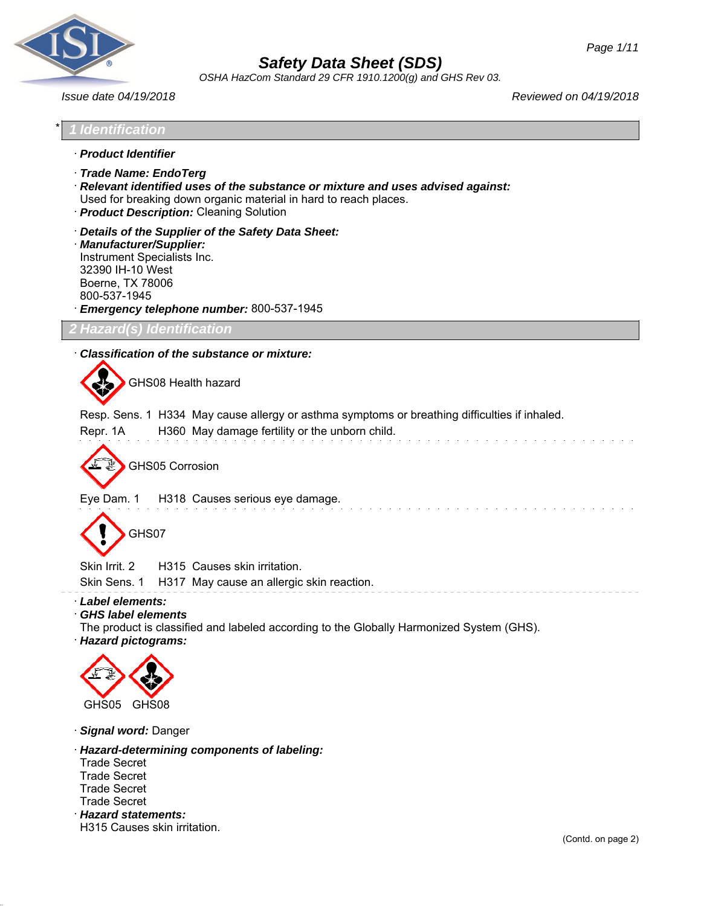# Safety Data Sheet (SDS)

*OSHA HazCom Standard 29 CFR 1910.1200(g) and GHS Rev 03.*

*Issue date 04/19/2018* *Reviewed on 04/19/2018*

## * 1 Identification

· **Product Identifier**

· **Trade Name: EndoTerg**

· **Relevant identified uses of the substance or mixture and uses advised against:**
Used for breaking down organic material in hard to reach places.

· **Product Description:** Cleaning Solution

· **Details of the Supplier of the Safety Data Sheet:**

· **Manufacturer/Supplier:**
Instrument Specialists Inc.
32390 IH-10 West
Boerne, TX 78006
800-537-1945

· **Emergency telephone number:** 800-537-1945

## 2 Hazard(s) Identification

· **Classification of the substance or mixture:**

GHS08 Health hazard

Resp. Sens. 1 H334 May cause allergy or asthma symptoms or breathing difficulties if inhaled.

Repr. 1A H360 May damage fertility or the unborn child.

GHS05 Corrosion

Eye Dam. 1 H318 Causes serious eye damage.

GHS07

Skin Irrit. 2 H315 Causes skin irritation.

Skin Sens. 1 H317 May cause an allergic skin reaction.

· **Label elements:**

· **GHS label elements**
The product is classified and labeled according to the Globally Harmonized System (GHS).

· **Hazard pictograms:**

GHS05 GHS08

· **Signal word:** Danger

· **Hazard-determining components of labeling:**
Trade Secret
Trade Secret
Trade Secret
Trade Secret

· **Hazard statements:**
H315 Causes skin irritation.

(Contd. on page 2)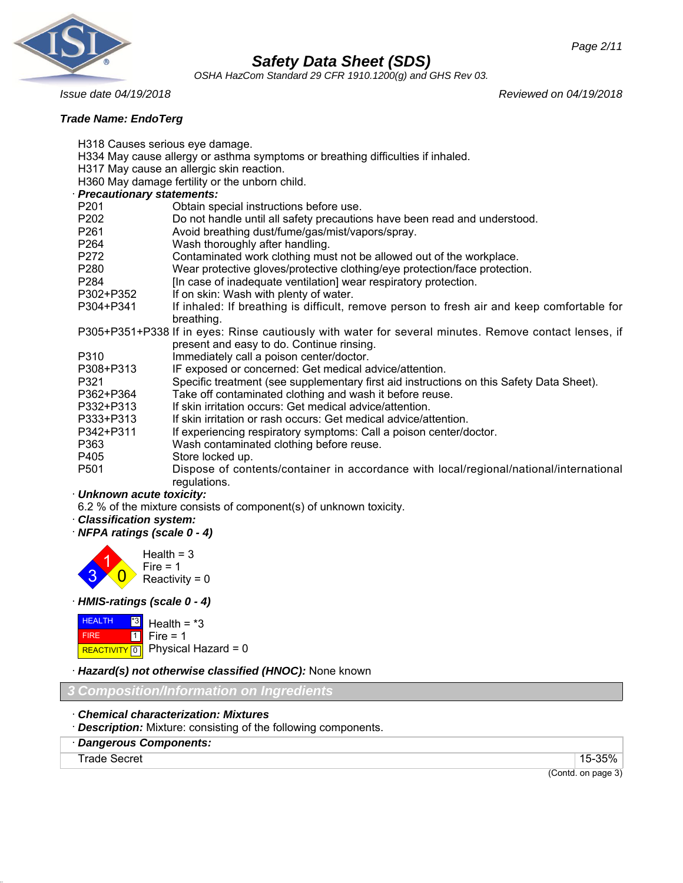*Trade Name: EndoTerg*

H318 Causes serious eye damage.
H334 May cause allergy or asthma symptoms or breathing difficulties if inhaled.
H317 May cause an allergic skin reaction.
H360 May damage fertility or the unborn child.

· ***Precautionary statements:***

| | |
|---|---|
| P201 | Obtain special instructions before use. |
| P202 | Do not handle until all safety precautions have been read and understood. |
| P261 | Avoid breathing dust/fume/gas/mist/vapors/spray. |
| P264 | Wash thoroughly after handling. |
| P272 | Contaminated work clothing must not be allowed out of the workplace. |
| P280 | Wear protective gloves/protective clothing/eye protection/face protection. |
| P284 | [In case of inadequate ventilation] wear respiratory protection. |
| P302+P352 | If on skin: Wash with plenty of water. |
| P304+P341 | If inhaled: If breathing is difficult, remove person to fresh air and keep comfortable for breathing. |
| P305+P351+P338 | If in eyes: Rinse cautiously with water for several minutes. Remove contact lenses, if present and easy to do. Continue rinsing. |
| P310 | Immediately call a poison center/doctor. |
| P308+P313 | IF exposed or concerned: Get medical advice/attention. |
| P321 | Specific treatment (see supplementary first aid instructions on this Safety Data Sheet). |
| P362+P364 | Take off contaminated clothing and wash it before reuse. |
| P332+P313 | If skin irritation occurs: Get medical advice/attention. |
| P333+P313 | If skin irritation or rash occurs: Get medical advice/attention. |
| P342+P311 | If experiencing respiratory symptoms: Call a poison center/doctor. |
| P363 | Wash contaminated clothing before reuse. |
| P405 | Store locked up. |
| P501 | Dispose of contents/container in accordance with local/regional/national/international regulations. |

· ***Unknown acute toxicity:***
6.2 % of the mixture consists of component(s) of unknown toxicity.

· ***Classification system:***

· ***NFPA ratings (scale 0 - 4)***

Health = 3
Fire = 1
Reactivity = 0

· ***HMIS-ratings (scale 0 - 4)***

| | |
|---|---|
| HEALTH | *3 |
| FIRE | 1 |
| REACTIVITY | 0 |

Health = *3
Fire = 1
Physical Hazard = 0

· ***Hazard(s) not otherwise classified (HNOC):*** None known

## 3 Composition/Information on Ingredients

· ***Chemical characterization: Mixtures***

· ***Description:*** Mixture: consisting of the following components.

| · ***Dangerous Components:*** | |
|---|---|
| Trade Secret | 15-35% |

(Contd. on page 3)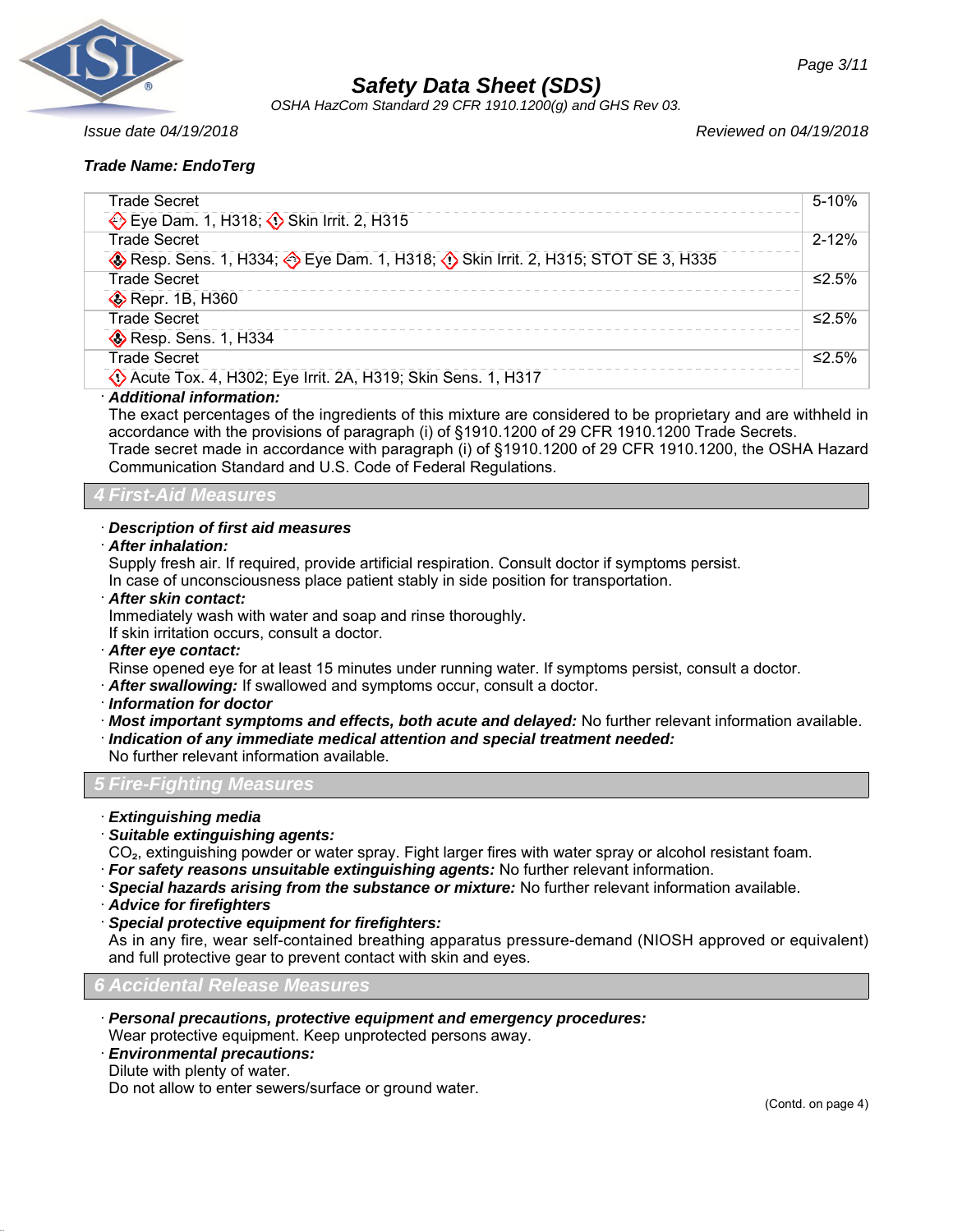Trade Name: EndoTerg

| Ingredient | Concentration |
|---|---|
| Trade Secret<br>Eye Dam. 1, H318; Skin Irrit. 2, H315 | 5-10% |
| Trade Secret<br>Resp. Sens. 1, H334; Eye Dam. 1, H318; Skin Irrit. 2, H315; STOT SE 3, H335 | 2-12% |
| Trade Secret<br>Repr. 1B, H360 | ≤2.5% |
| Trade Secret<br>Resp. Sens. 1, H334 | ≤2.5% |
| Trade Secret<br>Acute Tox. 4, H302; Eye Irrit. 2A, H319; Skin Sens. 1, H317 | ≤2.5% |

· ***Additional information:***
The exact percentages of the ingredients of this mixture are considered to be proprietary and are withheld in accordance with the provisions of paragraph (i) of §1910.1200 of 29 CFR 1910.1200 Trade Secrets.
Trade secret made in accordance with paragraph (i) of §1910.1200 of 29 CFR 1910.1200, the OSHA Hazard Communication Standard and U.S. Code of Federal Regulations.

## 4 First-Aid Measures

· ***Description of first aid measures***
· ***After inhalation:***
Supply fresh air. If required, provide artificial respiration. Consult doctor if symptoms persist.
In case of unconsciousness place patient stably in side position for transportation.
· ***After skin contact:***
Immediately wash with water and soap and rinse thoroughly.
If skin irritation occurs, consult a doctor.
· ***After eye contact:***
Rinse opened eye for at least 15 minutes under running water. If symptoms persist, consult a doctor.
· ***After swallowing:*** If swallowed and symptoms occur, consult a doctor.
· ***Information for doctor***
· ***Most important symptoms and effects, both acute and delayed:*** No further relevant information available.
· ***Indication of any immediate medical attention and special treatment needed:***
No further relevant information available.

## 5 Fire-Fighting Measures

· ***Extinguishing media***
· ***Suitable extinguishing agents:***
$CO_2$, extinguishing powder or water spray. Fight larger fires with water spray or alcohol resistant foam.
· ***For safety reasons unsuitable extinguishing agents:*** No further relevant information.
· ***Special hazards arising from the substance or mixture:*** No further relevant information available.
· ***Advice for firefighters***
· ***Special protective equipment for firefighters:***
As in any fire, wear self-contained breathing apparatus pressure-demand (NIOSH approved or equivalent) and full protective gear to prevent contact with skin and eyes.

## 6 Accidental Release Measures

· ***Personal precautions, protective equipment and emergency procedures:***
Wear protective equipment. Keep unprotected persons away.
· ***Environmental precautions:***
Dilute with plenty of water.
Do not allow to enter sewers/surface or ground water.

(Contd. on page 4)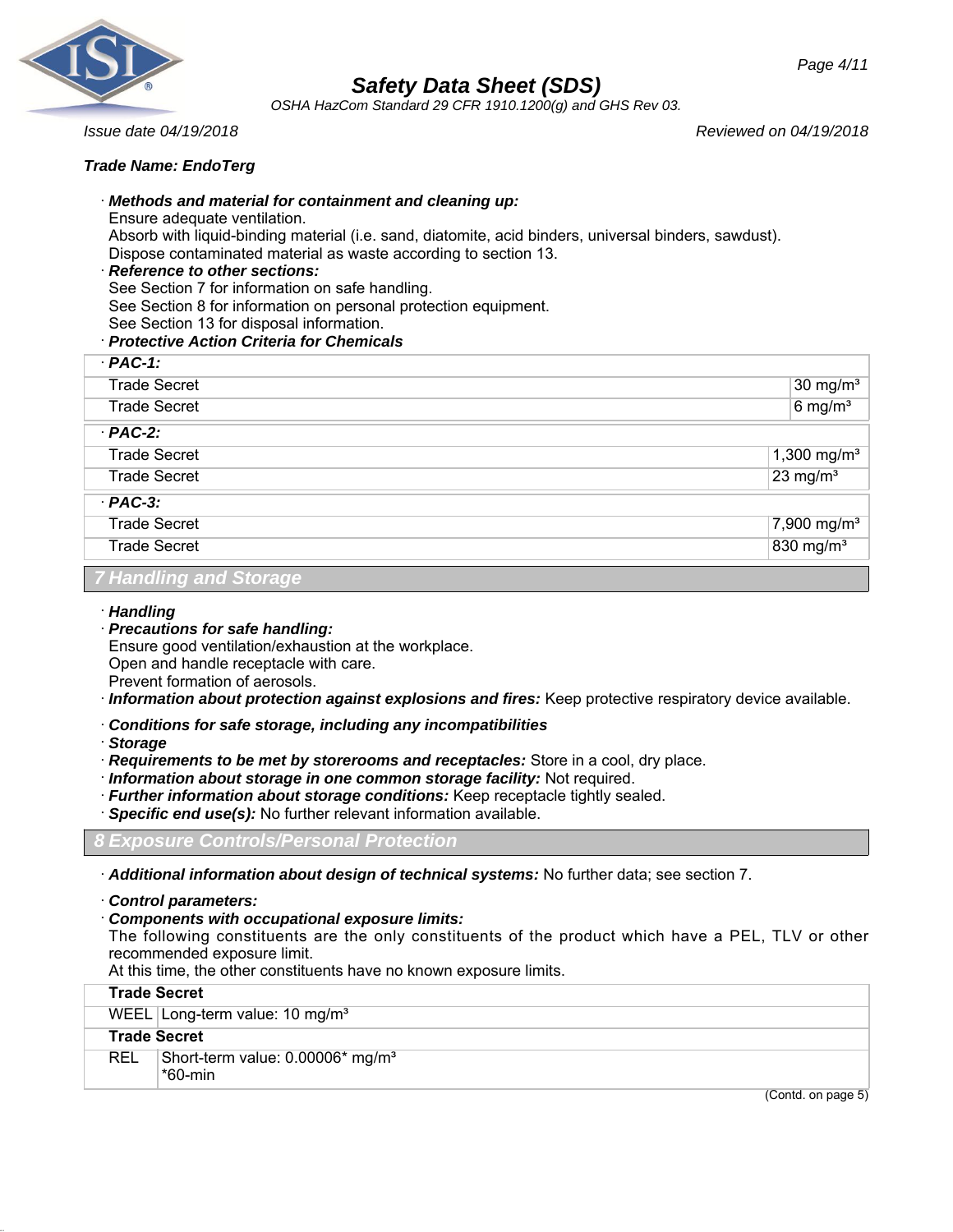**Trade Name: EndoTerg**

· ***Methods and material for containment and cleaning up:***
Ensure adequate ventilation.
Absorb with liquid-binding material (i.e. sand, diatomite, acid binders, universal binders, sawdust).
Dispose contaminated material as waste according to section 13.

· ***Reference to other sections:***
See Section 7 for information on safe handling.
See Section 8 for information on personal protection equipment.
See Section 13 for disposal information.

· ***Protective Action Criteria for Chemicals***

| · **PAC-1:** | |
|---|---|
| Trade Secret | 30 mg/m³ |
| Trade Secret | 6 mg/m³ |
| · **PAC-2:** | |
| Trade Secret | 1,300 mg/m³ |
| Trade Secret | 23 mg/m³ |
| · **PAC-3:** | |
| Trade Secret | 7,900 mg/m³ |
| Trade Secret | 830 mg/m³ |

## 7 Handling and Storage

· ***Handling***

· ***Precautions for safe handling:***
Ensure good ventilation/exhaustion at the workplace.
Open and handle receptacle with care.
Prevent formation of aerosols.

· ***Information about protection against explosions and fires:*** Keep protective respiratory device available.

· ***Conditions for safe storage, including any incompatibilities***

· ***Storage***

· ***Requirements to be met by storerooms and receptacles:*** Store in a cool, dry place.

· ***Information about storage in one common storage facility:*** Not required.

· ***Further information about storage conditions:*** Keep receptacle tightly sealed.

· ***Specific end use(s):*** No further relevant information available.

## 8 Exposure Controls/Personal Protection

· ***Additional information about design of technical systems:*** No further data; see section 7.

· ***Control parameters:***

· ***Components with occupational exposure limits:***
The following constituents are the only constituents of the product which have a PEL, TLV or other recommended exposure limit.
At this time, the other constituents have no known exposure limits.

| **Trade Secret** | |
|---|---|
| WEEL | Long-term value: 10 mg/m³ |
| **Trade Secret** | |
| REL | Short-term value: 0.00006* mg/m³<br>*60-min |

(Contd. on page 5)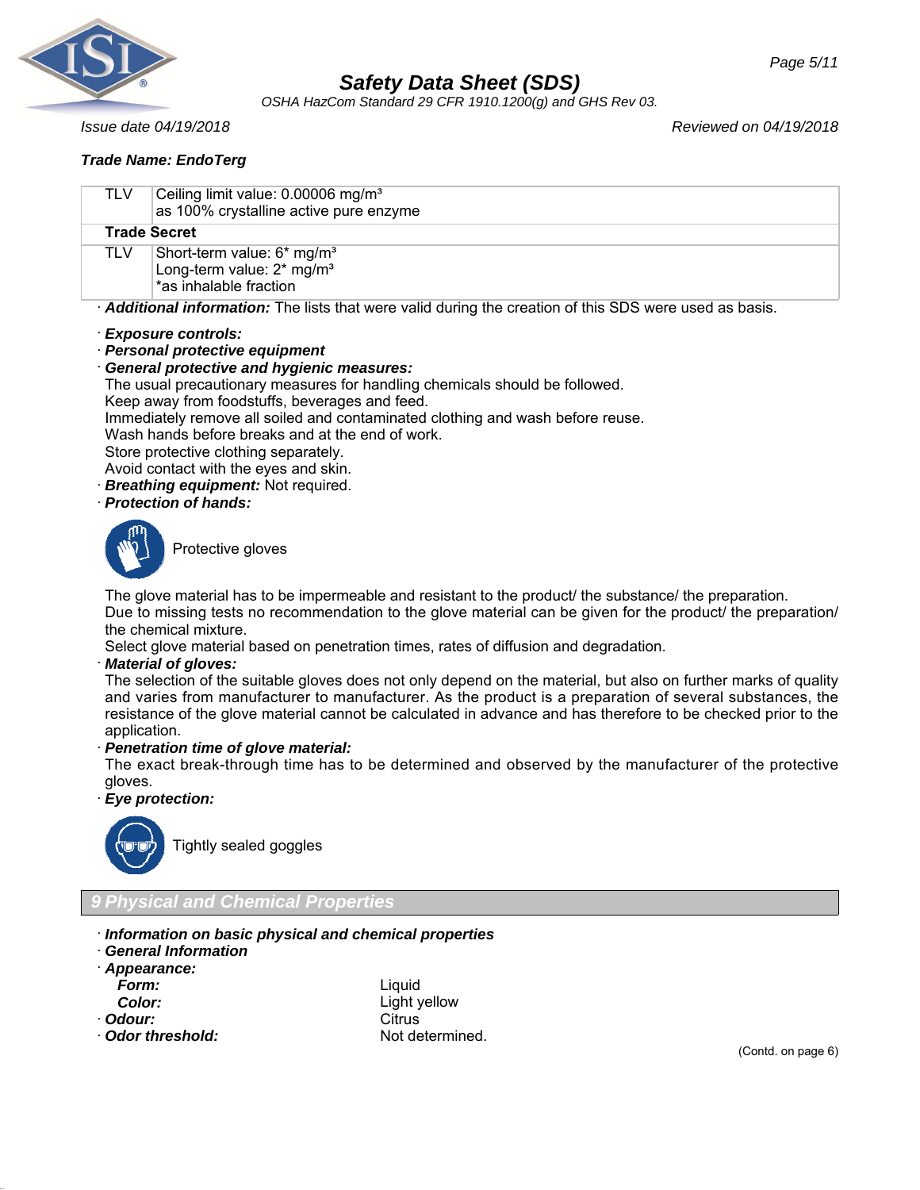**Trade Name: EndoTerg**

| | |
|---|---|
| TLV | Ceiling limit value: 0.00006 mg/m³<br>as 100% crystalline active pure enzyme |
| **Trade Secret** | |
| TLV | Short-term value: 6* mg/m³<br>Long-term value: 2* mg/m³<br>*as inhalable fraction |

· ***Additional information:*** The lists that were valid during the creation of this SDS were used as basis.

· ***Exposure controls:***
· ***Personal protective equipment***
· ***General protective and hygienic measures:***
The usual precautionary measures for handling chemicals should be followed.
Keep away from foodstuffs, beverages and feed.
Immediately remove all soiled and contaminated clothing and wash before reuse.
Wash hands before breaks and at the end of work.
Store protective clothing separately.
Avoid contact with the eyes and skin.
· ***Breathing equipment:*** Not required.
· ***Protection of hands:***

Protective gloves

The glove material has to be impermeable and resistant to the product/ the substance/ the preparation.
Due to missing tests no recommendation to the glove material can be given for the product/ the preparation/ the chemical mixture.
Select glove material based on penetration times, rates of diffusion and degradation.
· ***Material of gloves:***
The selection of the suitable gloves does not only depend on the material, but also on further marks of quality and varies from manufacturer to manufacturer. As the product is a preparation of several substances, the resistance of the glove material cannot be calculated in advance and has therefore to be checked prior to the application.
· ***Penetration time of glove material:***
The exact break-through time has to be determined and observed by the manufacturer of the protective gloves.
· ***Eye protection:***

Tightly sealed goggles

## 9 Physical and Chemical Properties

· ***Information on basic physical and chemical properties***
· ***General Information***
· ***Appearance:***

| | |
|---|---|
| ***Form:*** | Liquid |
| ***Color:*** | Light yellow |
| · ***Odour:*** | Citrus |
| · ***Odor threshold:*** | Not determined. |

(Contd. on page 6)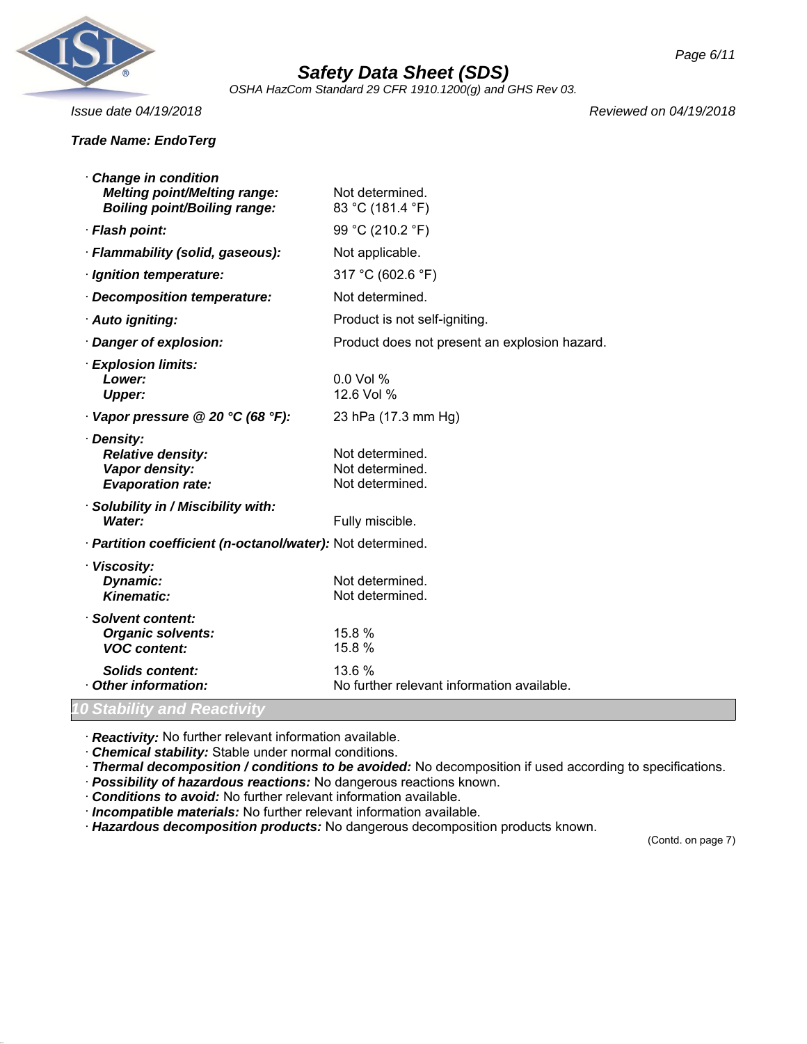**Trade Name: EndoTerg**

| | |
|---|---|
| · ***Change in condition*** | |
| ***Melting point/Melting range:*** | Not determined. |
| ***Boiling point/Boiling range:*** | 83 °C (181.4 °F) |
| · ***Flash point:*** | 99 °C (210.2 °F) |
| · ***Flammability (solid, gaseous):*** | Not applicable. |
| · ***Ignition temperature:*** | 317 °C (602.6 °F) |
| · ***Decomposition temperature:*** | Not determined. |
| · ***Auto igniting:*** | Product is not self-igniting. |
| · ***Danger of explosion:*** | Product does not present an explosion hazard. |
| · ***Explosion limits:*** | |
| ***Lower:*** | 0.0 Vol % |
| ***Upper:*** | 12.6 Vol % |
| · ***Vapor pressure @ 20 °C (68 °F):*** | 23 hPa (17.3 mm Hg) |
| · ***Density:*** | |
| ***Relative density:*** | Not determined. |
| ***Vapor density:*** | Not determined. |
| ***Evaporation rate:*** | Not determined. |
| · ***Solubility in / Miscibility with:*** | |
| ***Water:*** | Fully miscible. |
| · ***Partition coefficient (n-octanol/water):*** | Not determined. |
| · ***Viscosity:*** | |
| ***Dynamic:*** | Not determined. |
| ***Kinematic:*** | Not determined. |
| · ***Solvent content:*** | |
| ***Organic solvents:*** | 15.8 % |
| ***VOC content:*** | 15.8 % |
| ***Solids content:*** | 13.6 % |
| · ***Other information:*** | No further relevant information available. |

## 10 Stability and Reactivity

· ***Reactivity:*** No further relevant information available.
· ***Chemical stability:*** Stable under normal conditions.
· ***Thermal decomposition / conditions to be avoided:*** No decomposition if used according to specifications.
· ***Possibility of hazardous reactions:*** No dangerous reactions known.
· ***Conditions to avoid:*** No further relevant information available.
· ***Incompatible materials:*** No further relevant information available.
· ***Hazardous decomposition products:*** No dangerous decomposition products known.

(Contd. on page 7)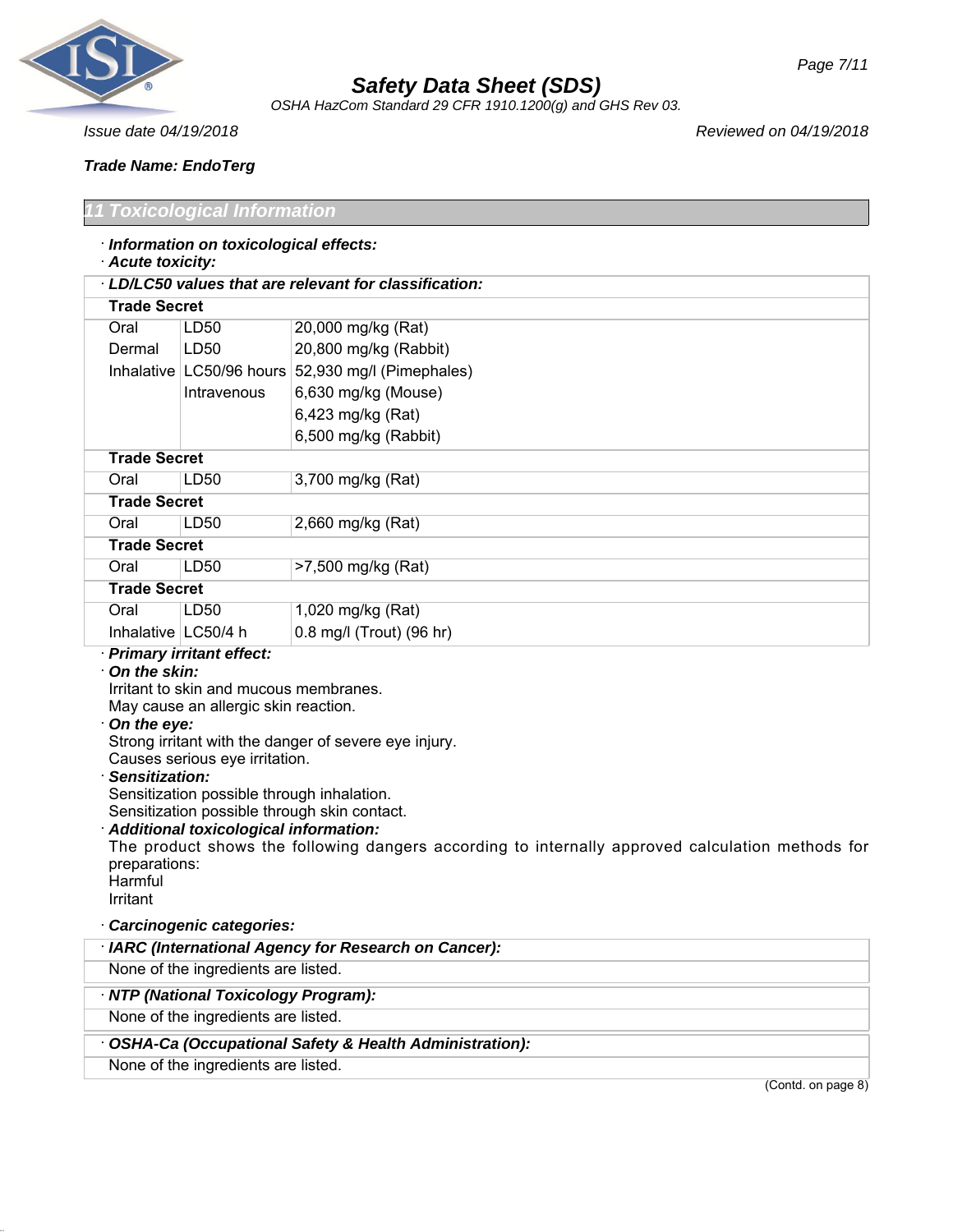Trade Name: EndoTerg

## 11 Toxicological Information

· **Information on toxicological effects:**

· **Acute toxicity:**

· **LD/LC50 values that are relevant for classification:**

| | | |
|---|---|---|
| **Trade Secret** | | |
| Oral | LD50 | 20,000 mg/kg (Rat) |
| Dermal | LD50 | 20,800 mg/kg (Rabbit) |
| Inhalative | LC50/96 hours | 52,930 mg/l (Pimephales) |
| | Intravenous | 6,630 mg/kg (Mouse) |
| | | 6,423 mg/kg (Rat) |
| | | 6,500 mg/kg (Rabbit) |
| **Trade Secret** | | |
| Oral | LD50 | 3,700 mg/kg (Rat) |
| **Trade Secret** | | |
| Oral | LD50 | 2,660 mg/kg (Rat) |
| **Trade Secret** | | |
| Oral | LD50 | >7,500 mg/kg (Rat) |
| **Trade Secret** | | |
| Oral | LD50 | 1,020 mg/kg (Rat) |
| Inhalative | LC50/4 h | 0.8 mg/l (Trout) (96 hr) |

· **Primary irritant effect:**

· **On the skin:**
Irritant to skin and mucous membranes.
May cause an allergic skin reaction.

· **On the eye:**
Strong irritant with the danger of severe eye injury.
Causes serious eye irritation.

· **Sensitization:**
Sensitization possible through inhalation.
Sensitization possible through skin contact.

· **Additional toxicological information:**
The product shows the following dangers according to internally approved calculation methods for preparations:
Harmful
Irritant

· **Carcinogenic categories:**

· **IARC (International Agency for Research on Cancer):**
None of the ingredients are listed.

· **NTP (National Toxicology Program):**
None of the ingredients are listed.

· **OSHA-Ca (Occupational Safety & Health Administration):**
None of the ingredients are listed.

(Contd. on page 8)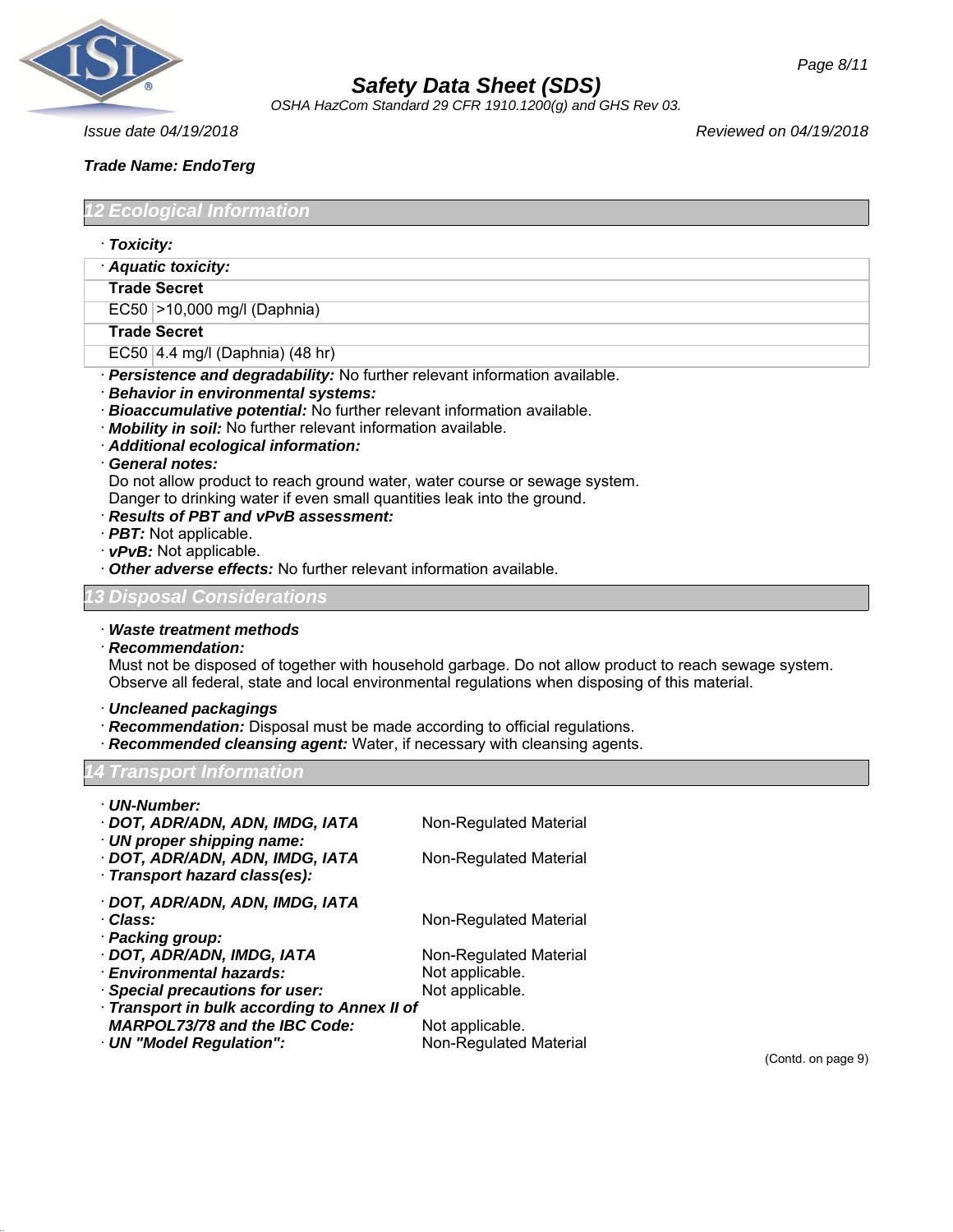**Trade Name: EndoTerg**

## 12 Ecological Information

· **Toxicity:**

| · **Aquatic toxicity:** | |
|---|---|
| **Trade Secret** | |
| EC50 | >10,000 mg/l (Daphnia) |
| **Trade Secret** | |
| EC50 | 4.4 mg/l (Daphnia) (48 hr) |

· ***Persistence and degradability:*** No further relevant information available.
· ***Behavior in environmental systems:***
· ***Bioaccumulative potential:*** No further relevant information available.
· ***Mobility in soil:*** No further relevant information available.
· ***Additional ecological information:***
· ***General notes:***
Do not allow product to reach ground water, water course or sewage system.
Danger to drinking water if even small quantities leak into the ground.
· ***Results of PBT and vPvB assessment:***
· ***PBT:*** Not applicable.
· ***vPvB:*** Not applicable.
· ***Other adverse effects:*** No further relevant information available.

## 13 Disposal Considerations

· ***Waste treatment methods***
· ***Recommendation:***
Must not be disposed of together with household garbage. Do not allow product to reach sewage system.
Observe all federal, state and local environmental regulations when disposing of this material.

· ***Uncleaned packagings***
· ***Recommendation:*** Disposal must be made according to official regulations.
· ***Recommended cleansing agent:*** Water, if necessary with cleansing agents.

## 14 Transport Information

· ***UN-Number:***
· ***DOT, ADR/ADN, ADN, IMDG, IATA*** Non-Regulated Material
· ***UN proper shipping name:***
· ***DOT, ADR/ADN, ADN, IMDG, IATA*** Non-Regulated Material
· ***Transport hazard class(es):***

· ***DOT, ADR/ADN, ADN, IMDG, IATA***
· ***Class:*** Non-Regulated Material
· ***Packing group:***
· ***DOT, ADR/ADN, IMDG, IATA*** Non-Regulated Material
· ***Environmental hazards:*** Not applicable.
· ***Special precautions for user:*** Not applicable.
· ***Transport in bulk according to Annex II of MARPOL73/78 and the IBC Code:*** Not applicable.
· ***UN "Model Regulation":*** Non-Regulated Material

(Contd. on page 9)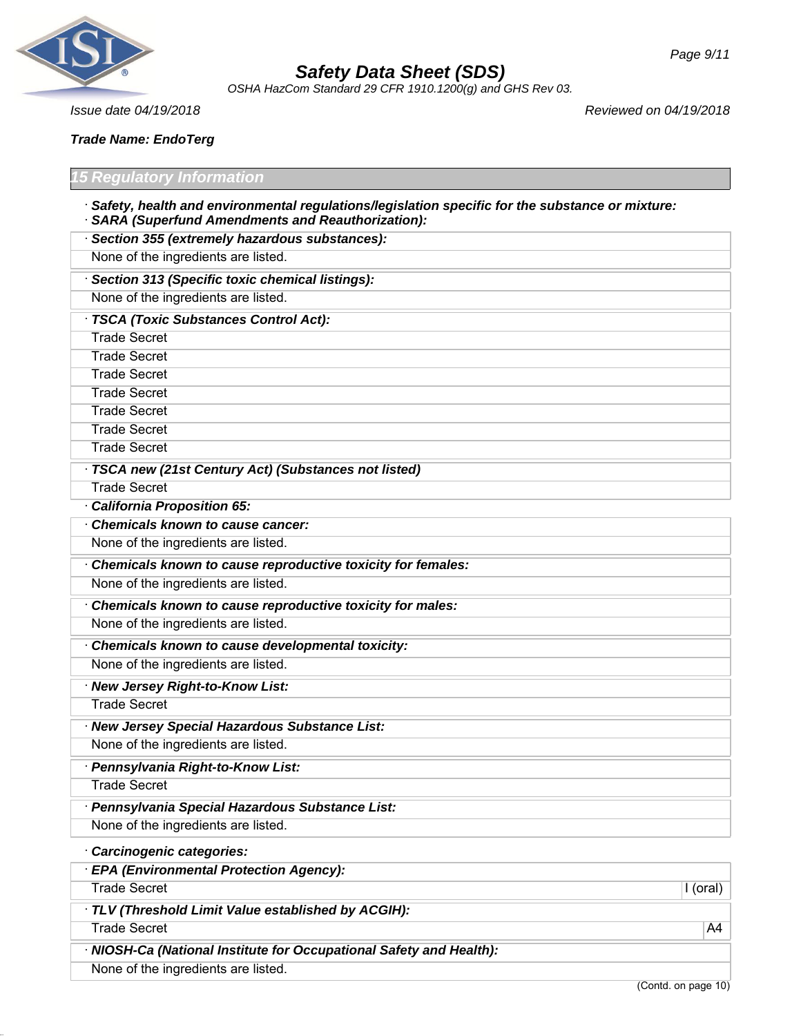**Trade Name: EndoTerg**

## 15 Regulatory Information

· **Safety, health and environmental regulations/legislation specific for the substance or mixture:**

· **SARA (Superfund Amendments and Reauthorization):**

| · **Section 355 (extremely hazardous substances):** |
|---|
| None of the ingredients are listed. |

| · **Section 313 (Specific toxic chemical listings):** |
|---|
| None of the ingredients are listed. |

| · **TSCA (Toxic Substances Control Act):** |
|---|
| Trade Secret |
| Trade Secret |
| Trade Secret |
| Trade Secret |
| Trade Secret |
| Trade Secret |
| Trade Secret |

| · **TSCA new (21st Century Act) (Substances not listed)** |
|---|
| Trade Secret |

· **California Proposition 65:**

| · **Chemicals known to cause cancer:** |
|---|
| None of the ingredients are listed. |

| · **Chemicals known to cause reproductive toxicity for females:** |
|---|
| None of the ingredients are listed. |

| · **Chemicals known to cause reproductive toxicity for males:** |
|---|
| None of the ingredients are listed. |

| · **Chemicals known to cause developmental toxicity:** |
|---|
| None of the ingredients are listed. |

| · **New Jersey Right-to-Know List:** |
|---|
| Trade Secret |

| · **New Jersey Special Hazardous Substance List:** |
|---|
| None of the ingredients are listed. |

| · **Pennsylvania Right-to-Know List:** |
|---|
| Trade Secret |

| · **Pennsylvania Special Hazardous Substance List:** |
|---|
| None of the ingredients are listed. |

· **Carcinogenic categories:**

| · **EPA (Environmental Protection Agency):** | |
|---|---|
| Trade Secret | I (oral) |

| · **TLV (Threshold Limit Value established by ACGIH):** | |
|---|---|
| Trade Secret | A4 |

| · **NIOSH-Ca (National Institute for Occupational Safety and Health):** |
|---|
| None of the ingredients are listed. |

(Contd. on page 10)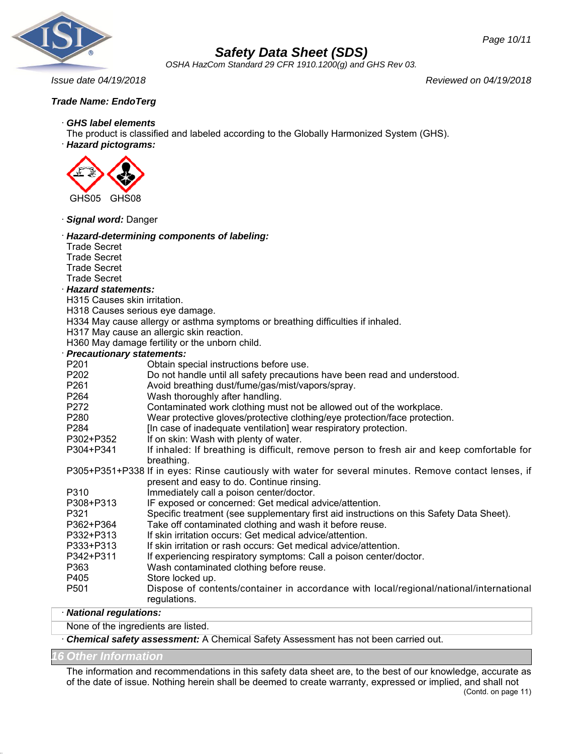Issue date 04/19/2018 Reviewed on 04/19/2018

**Trade Name: EndoTerg**

· ***GHS label elements***

The product is classified and labeled according to the Globally Harmonized System (GHS).

· ***Hazard pictograms:***

GHS05 GHS08

· ***Signal word:*** Danger

· ***Hazard-determining components of labeling:***

Trade Secret
Trade Secret
Trade Secret
Trade Secret

· ***Hazard statements:***

H315 Causes skin irritation.
H318 Causes serious eye damage.
H334 May cause allergy or asthma symptoms or breathing difficulties if inhaled.
H317 May cause an allergic skin reaction.
H360 May damage fertility or the unborn child.

· ***Precautionary statements:***

| | |
|---|---|
| P201 | Obtain special instructions before use. |
| P202 | Do not handle until all safety precautions have been read and understood. |
| P261 | Avoid breathing dust/fume/gas/mist/vapors/spray. |
| P264 | Wash thoroughly after handling. |
| P272 | Contaminated work clothing must not be allowed out of the workplace. |
| P280 | Wear protective gloves/protective clothing/eye protection/face protection. |
| P284 | [In case of inadequate ventilation] wear respiratory protection. |
| P302+P352 | If on skin: Wash with plenty of water. |
| P304+P341 | If inhaled: If breathing is difficult, remove person to fresh air and keep comfortable for breathing. |
| P305+P351+P338 | If in eyes: Rinse cautiously with water for several minutes. Remove contact lenses, if present and easy to do. Continue rinsing. |
| P310 | Immediately call a poison center/doctor. |
| P308+P313 | IF exposed or concerned: Get medical advice/attention. |
| P321 | Specific treatment (see supplementary first aid instructions on this Safety Data Sheet). |
| P362+P364 | Take off contaminated clothing and wash it before reuse. |
| P332+P313 | If skin irritation occurs: Get medical advice/attention. |
| P333+P313 | If skin irritation or rash occurs: Get medical advice/attention. |
| P342+P311 | If experiencing respiratory symptoms: Call a poison center/doctor. |
| P363 | Wash contaminated clothing before reuse. |
| P405 | Store locked up. |
| P501 | Dispose of contents/container in accordance with local/regional/national/international regulations. |

· ***National regulations:***

None of the ingredients are listed.

· ***Chemical safety assessment:*** A Chemical Safety Assessment has not been carried out.

## 16 Other Information

The information and recommendations in this safety data sheet are, to the best of our knowledge, accurate as of the date of issue. Nothing herein shall be deemed to create warranty, expressed or implied, and shall not

(Contd. on page 11)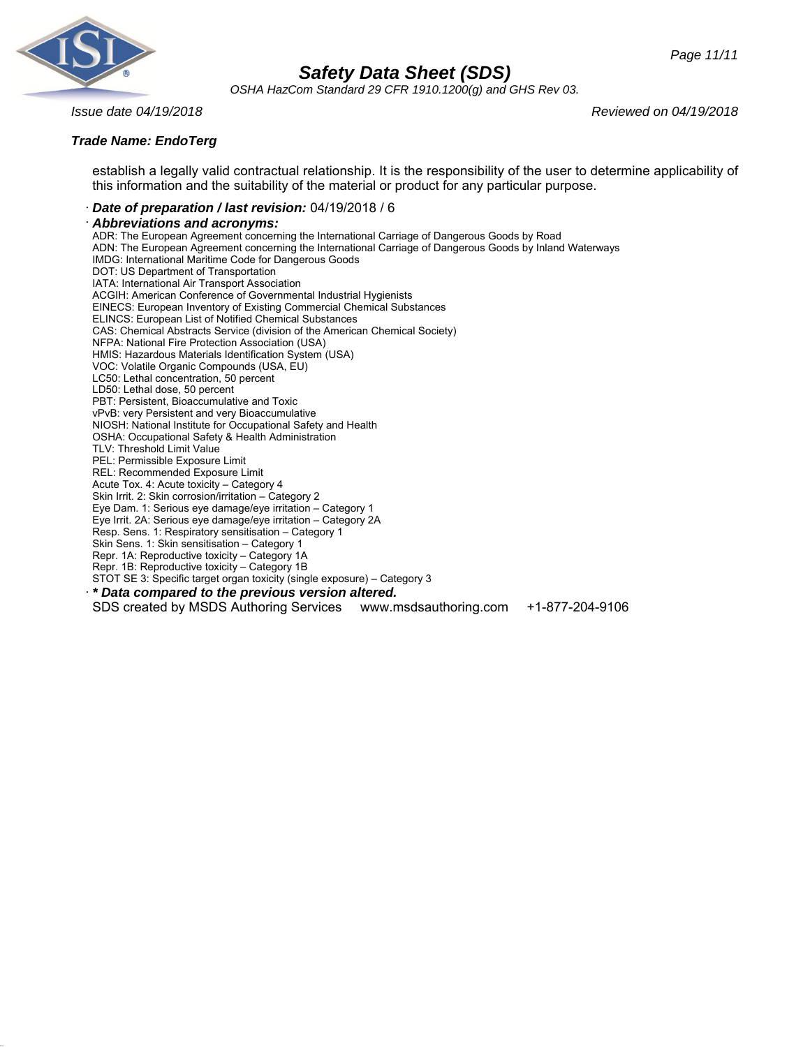establish a legally valid contractual relationship. It is the responsibility of the user to determine applicability of this information and the suitability of the material or product for any particular purpose.

· ***Date of preparation / last revision:*** 04/19/2018 / 6

· ***Abbreviations and acronyms:***

ADR: The European Agreement concerning the International Carriage of Dangerous Goods by Road
ADN: The European Agreement concerning the International Carriage of Dangerous Goods by Inland Waterways
IMDG: International Maritime Code for Dangerous Goods
DOT: US Department of Transportation
IATA: International Air Transport Association
ACGIH: American Conference of Governmental Industrial Hygienists
EINECS: European Inventory of Existing Commercial Chemical Substances
ELINCS: European List of Notified Chemical Substances
CAS: Chemical Abstracts Service (division of the American Chemical Society)
NFPA: National Fire Protection Association (USA)
HMIS: Hazardous Materials Identification System (USA)
VOC: Volatile Organic Compounds (USA, EU)
LC50: Lethal concentration, 50 percent
LD50: Lethal dose, 50 percent
PBT: Persistent, Bioaccumulative and Toxic
vPvB: very Persistent and very Bioaccumulative
NIOSH: National Institute for Occupational Safety and Health
OSHA: Occupational Safety & Health Administration
TLV: Threshold Limit Value
PEL: Permissible Exposure Limit
REL: Recommended Exposure Limit
Acute Tox. 4: Acute toxicity – Category 4
Skin Irrit. 2: Skin corrosion/irritation – Category 2
Eye Dam. 1: Serious eye damage/eye irritation – Category 1
Eye Irrit. 2A: Serious eye damage/eye irritation – Category 2A
Resp. Sens. 1: Respiratory sensitisation – Category 1
Skin Sens. 1: Skin sensitisation – Category 1
Repr. 1A: Reproductive toxicity – Category 1A
Repr. 1B: Reproductive toxicity – Category 1B
STOT SE 3: Specific target organ toxicity (single exposure) – Category 3

· ***\* Data compared to the previous version altered.***

SDS created by MSDS Authoring Services www.msdsauthoring.com +1-877-204-9106